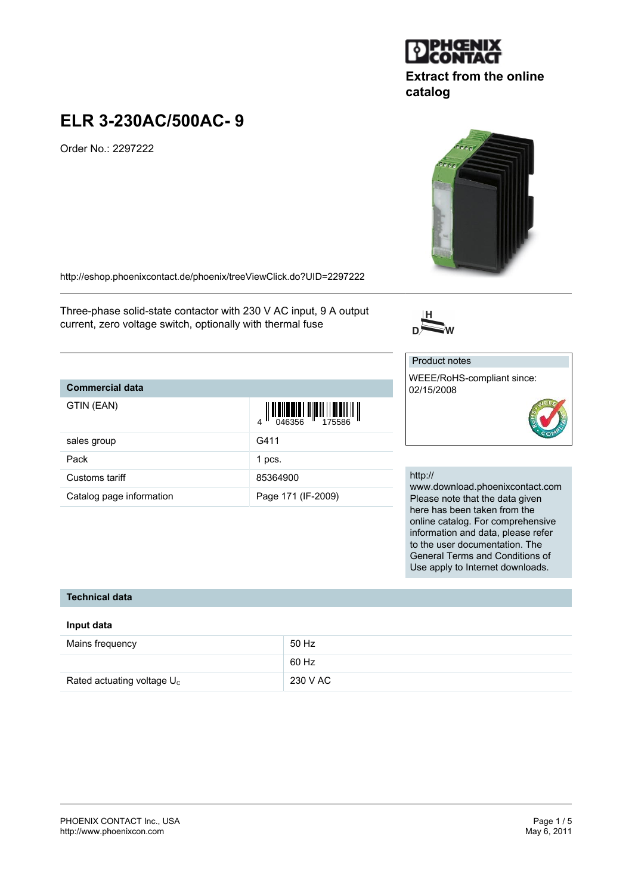Extract from the online catalog

# ELR 3-230AC/500AC- 9

Order No.: 2297222

http://eshop.phoenixcontact.de/phoenix/treeViewClick.do?UID=2297222

Three-phase solid-state contactor with 230 V AC input, 9 A output current, zero voltage switch, optionally with thermal fuse

| Commercial data | |
|---|---|
| GTIN (EAN) | 4 046356 175586 |
| sales group | G411 |
| Pack | 1 pcs. |
| Customs tariff | 85364900 |
| Catalog page information | Page 171 (IF-2009) |

Product notes

WEEE/RoHS-compliant since: 02/15/2008

http://www.download.phoenixcontact.com Please note that the data given here has been taken from the online catalog. For comprehensive information and data, please refer to the user documentation. The General Terms and Conditions of Use apply to Internet downloads.

## Technical data

### Input data

| | |
|---|---|
| Mains frequency | 50 Hz |
| | 60 Hz |
| Rated actuating voltage $U_c$ | 230 V AC |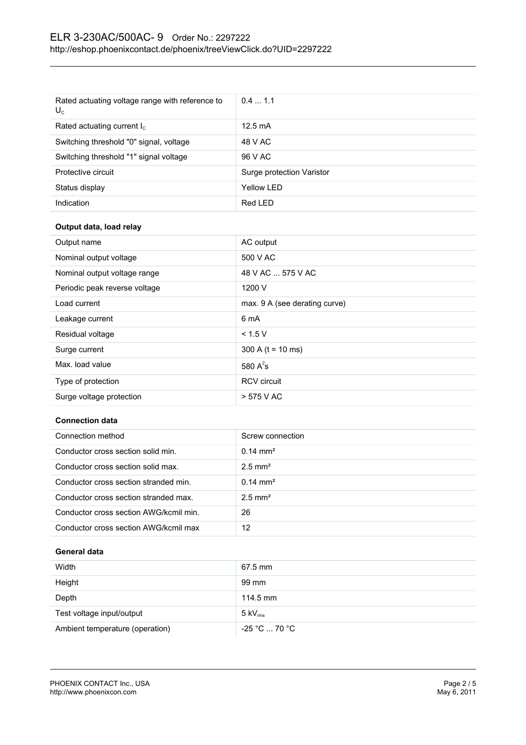| | |
|---|---|
| Rated actuating voltage range with reference to $U_C$ | 0.4 ... 1.1 |
| Rated actuating current $I_C$ | 12.5 mA |
| Switching threshold "0" signal, voltage | 48 V AC |
| Switching threshold "1" signal voltage | 96 V AC |
| Protective circuit | Surge protection Varistor |
| Status display | Yellow LED |
| Indication | Red LED |

**Output data, load relay**

| | |
|---|---|
| Output name | AC output |
| Nominal output voltage | 500 V AC |
| Nominal output voltage range | 48 V AC ... 575 V AC |
| Periodic peak reverse voltage | 1200 V |
| Load current | max. 9 A (see derating curve) |
| Leakage current | 6 mA |
| Residual voltage | < 1.5 V |
| Surge current | 300 A (t = 10 ms) |
| Max. load value | 580 $A^2s$ |
| Type of protection | RCV circuit |
| Surge voltage protection | > 575 V AC |

**Connection data**

| | |
|---|---|
| Connection method | Screw connection |
| Conductor cross section solid min. | 0.14 mm² |
| Conductor cross section solid max. | 2.5 mm² |
| Conductor cross section stranded min. | 0.14 mm² |
| Conductor cross section stranded max. | 2.5 mm² |
| Conductor cross section AWG/kcmil min. | 26 |
| Conductor cross section AWG/kcmil max | 12 |

**General data**

| | |
|---|---|
| Width | 67.5 mm |
| Height | 99 mm |
| Depth | 114.5 mm |
| Test voltage input/output | 5 $kV_{rms}$ |
| Ambient temperature (operation) | -25 °C ... 70 °C |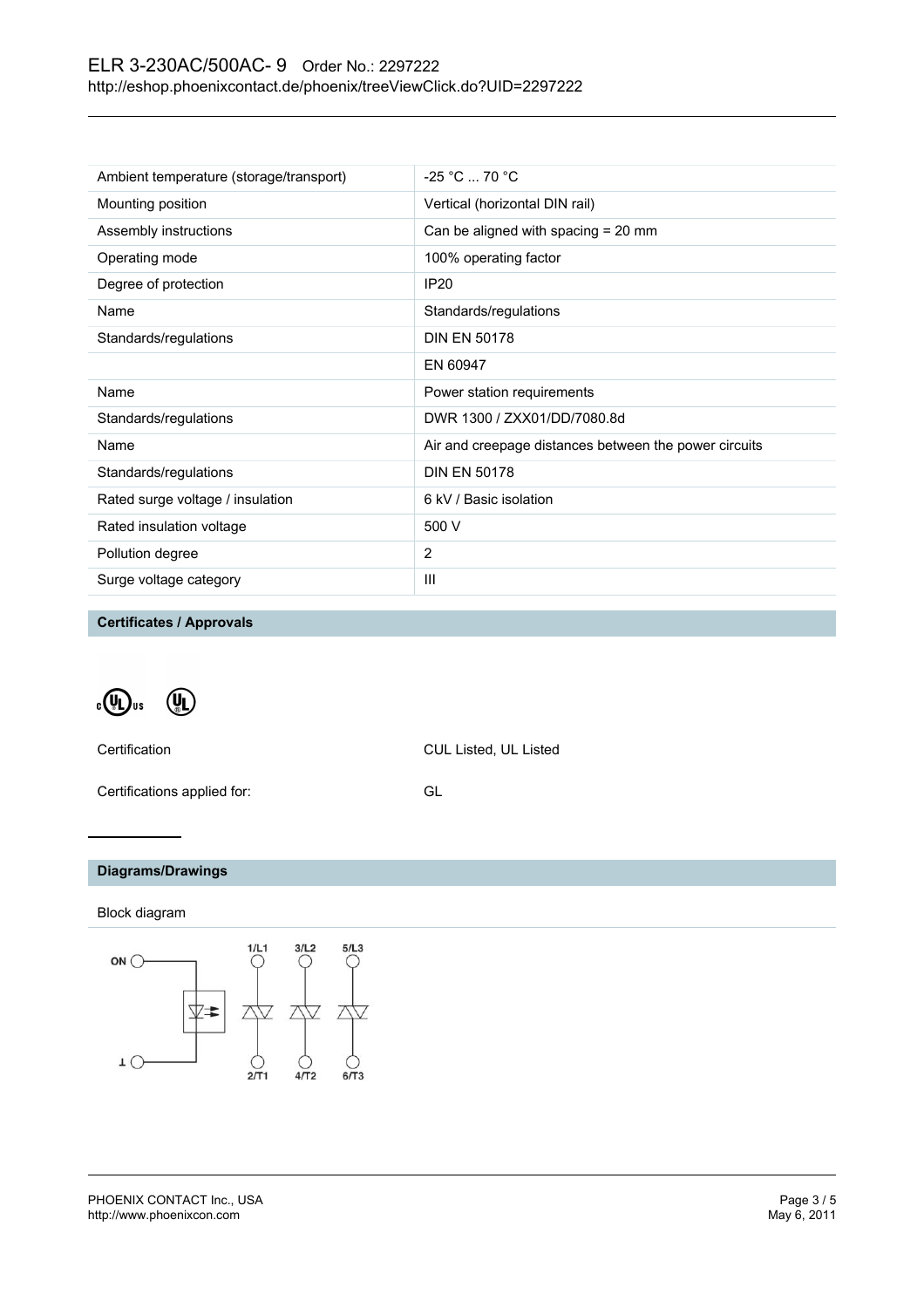| | |
|---|---|
| Ambient temperature (storage/transport) | -25 °C ... 70 °C |
| Mounting position | Vertical (horizontal DIN rail) |
| Assembly instructions | Can be aligned with spacing = 20 mm |
| Operating mode | 100% operating factor |
| Degree of protection | IP20 |
| Name | Standards/regulations |
| Standards/regulations | DIN EN 50178 |
| | EN 60947 |
| Name | Power station requirements |
| Standards/regulations | DWR 1300 / ZXX01/DD/7080.8d |
| Name | Air and creepage distances between the power circuits |
| Standards/regulations | DIN EN 50178 |
| Rated surge voltage / insulation | 6 kV / Basic isolation |
| Rated insulation voltage | 500 V |
| Pollution degree | 2 |
| Surge voltage category | III |

## Certificates / Approvals

| | |
|---|---|
| Certification | CUL Listed, UL Listed |
| Certifications applied for: | GL |

## Diagrams/Drawings

Block diagram

ON
⊥
1/L1
3/L2
5/L3
2/T1
4/T2
6/T3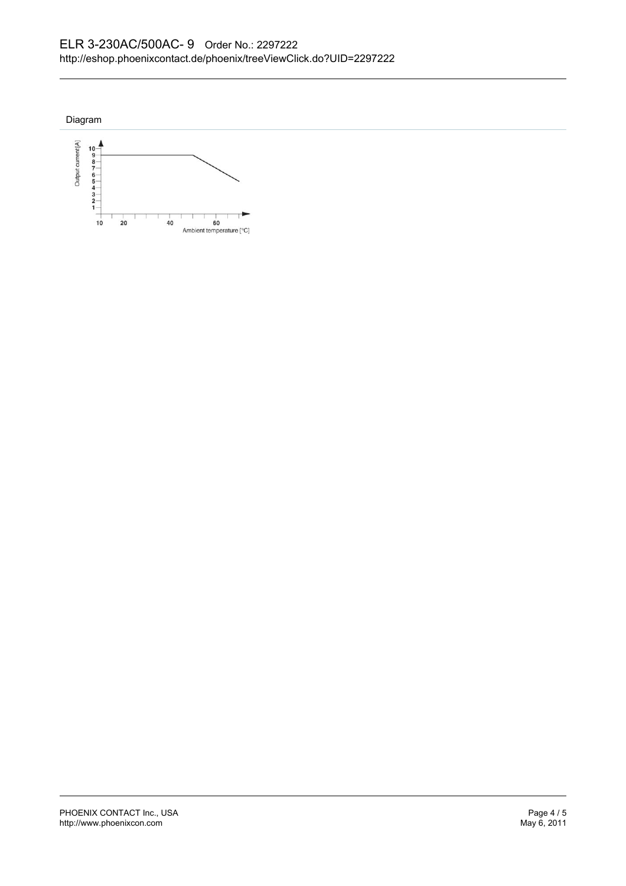## Diagram

Output current [A]

10
9
8
7
6
5
4
3
2
1

10 20 40 60

Ambient temperature [°C]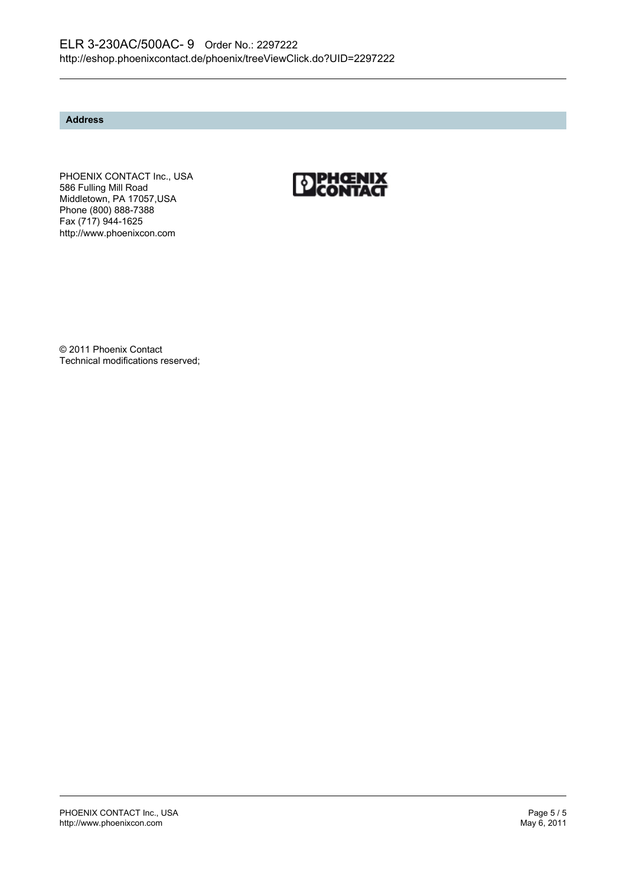## Address

PHOENIX CONTACT Inc., USA
586 Fulling Mill Road
Middletown, PA 17057,USA
Phone (800) 888-7388
Fax (717) 944-1625
http://www.phoenixcon.com

© 2011 Phoenix Contact
Technical modifications reserved;